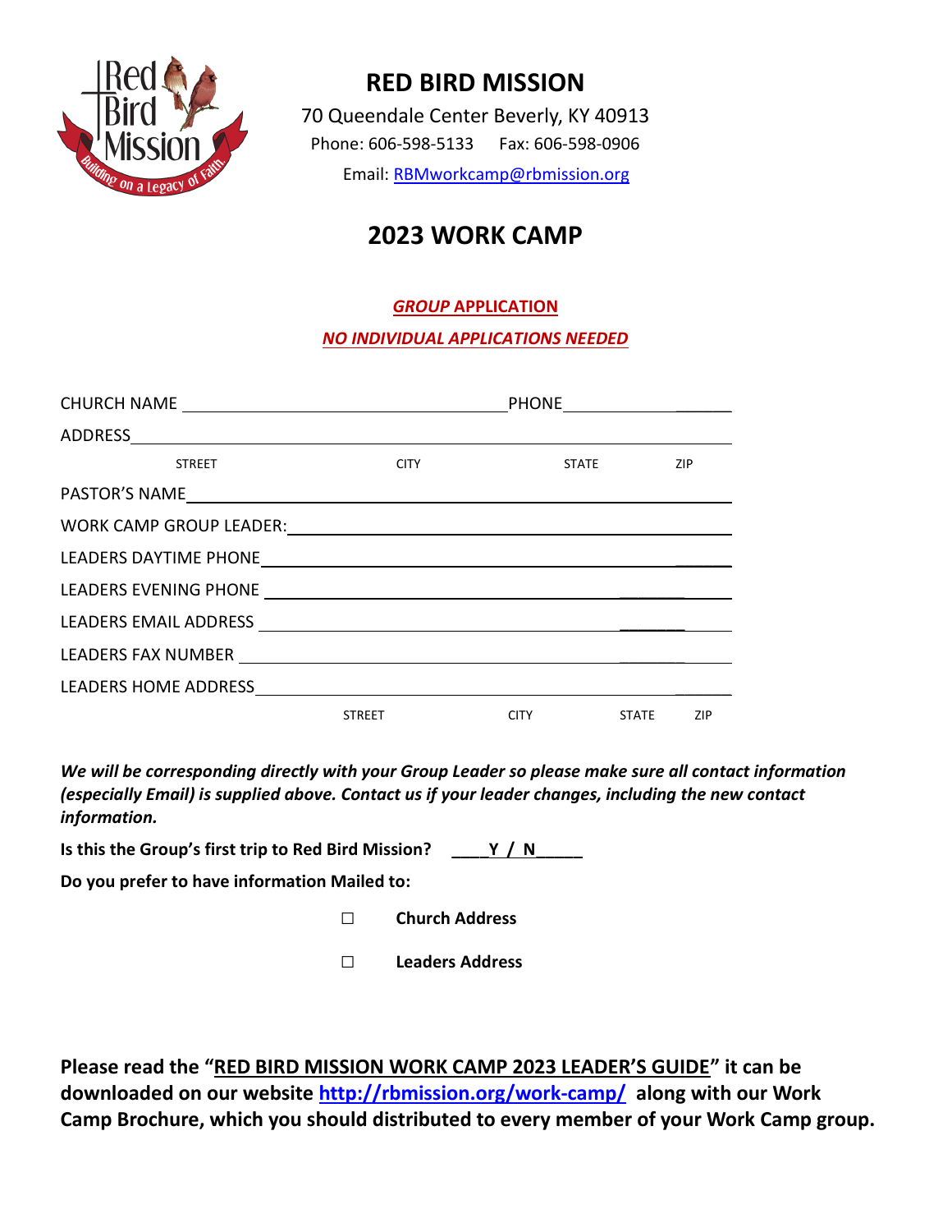# RED BIRD MISSION

70 Queendale Center Beverly, KY 40913

Phone: 606-598-5133 Fax: 606-598-0906

Email: RBMworkcamp@rbmission.org

## 2023 WORK CAMP

***GROUP* APPLICATION**

***NO INDIVIDUAL APPLICATIONS NEEDED***

CHURCH NAME ____________________________________ PHONE __________________

ADDRESS ______________________________________________________________

STREET CITY STATE ZIP

PASTOR'S NAME _________________________________________________________

WORK CAMP GROUP LEADER: _______________________________________________

LEADERS DAYTIME PHONE __________________________________________________

LEADERS EVENING PHONE __________________________________________________

LEADERS EMAIL ADDRESS __________________________________________________

LEADERS FAX NUMBER _____________________________________________________

LEADERS HOME ADDRESS __________________________________________________

STREET CITY STATE ZIP

***We will be corresponding directly with your Group Leader so please make sure all contact information (especially Email) is supplied above. Contact us if your leader changes, including the new contact information.***

**Is this the Group's first trip to Red Bird Mission? ____Y / N_____**

**Do you prefer to have information Mailed to:**

☐ **Church Address**

☐ **Leaders Address**

**Please read the "RED BIRD MISSION WORK CAMP 2023 LEADER'S GUIDE" it can be downloaded on our website http://rbmission.org/work-camp/ along with our Work Camp Brochure, which you should distributed to every member of your Work Camp group.**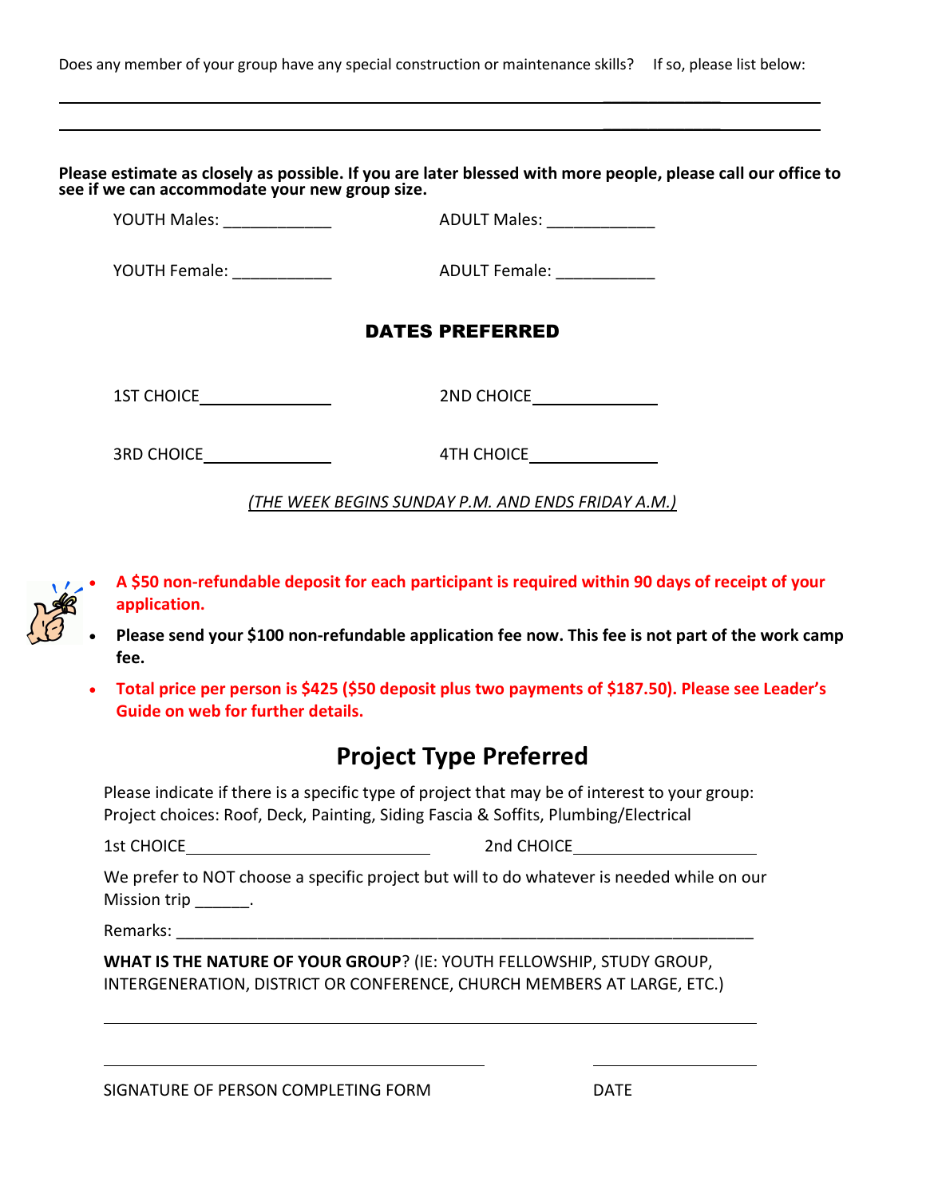Does any member of your group have any special construction or maintenance skills? If so, please list below:

______________________________________________________________________________

______________________________________________________________________________

**Please estimate as closely as possible. If you are later blessed with more people, please call our office to see if we can accommodate your new group size.**

YOUTH Males: ___________ ADULT Males: ___________

YOUTH Female: ___________ ADULT Female: ___________

## DATES PREFERRED

1ST CHOICE______________ 2ND CHOICE______________

3RD CHOICE______________ 4TH CHOICE______________

*(THE WEEK BEGINS SUNDAY P.M. AND ENDS FRIDAY A.M.)*

- **A $50 non-refundable deposit for each participant is required within 90 days of receipt of your application.**
- **Please send your $100 non-refundable application fee now. This fee is not part of the work camp fee.**
- **Total price per person is $425 ($50 deposit plus two payments of $187.50). Please see Leader's Guide on web for further details.**

## Project Type Preferred

Please indicate if there is a specific type of project that may be of interest to your group:
Project choices: Roof, Deck, Painting, Siding Fascia & Soffits, Plumbing/Electrical

1st CHOICE__________________________ 2nd CHOICE____________________

We prefer to NOT choose a specific project but will to do whatever is needed while on our Mission trip ______.

Remarks: ______________________________________________________________

**WHAT IS THE NATURE OF YOUR GROUP**? (IE: YOUTH FELLOWSHIP, STUDY GROUP, INTERGENERATION, DISTRICT OR CONFERENCE, CHURCH MEMBERS AT LARGE, ETC.)

______________________________________________________________________

SIGNATURE OF PERSON COMPLETING FORM ____________________ DATE ____________